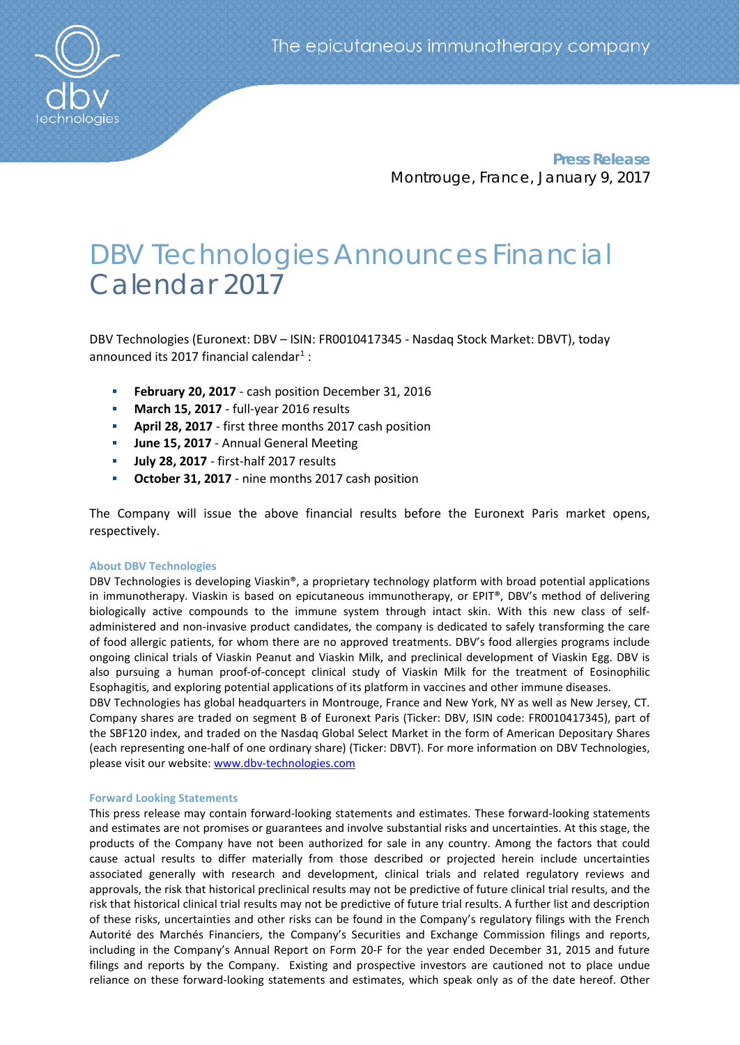**Press Release**

Montrouge, France, January 9, 2017

# DBV Technologies Announces Financial Calendar 2017

DBV Technologies (Euronext: DBV – ISIN: FR0010417345 - Nasdaq Stock Market: DBVT), today announced its 2017 financial calendar[1] :

- **February 20, 2017** - cash position December 31, 2016
- **March 15, 2017** - full-year 2016 results
- **April 28, 2017** - first three months 2017 cash position
- **June 15, 2017** - Annual General Meeting
- **July 28, 2017** - first-half 2017 results
- **October 31, 2017** - nine months 2017 cash position

The Company will issue the above financial results before the Euronext Paris market opens, respectively.

### About DBV Technologies

DBV Technologies is developing Viaskin®, a proprietary technology platform with broad potential applications in immunotherapy. Viaskin is based on epicutaneous immunotherapy, or EPIT®, DBV's method of delivering biologically active compounds to the immune system through intact skin. With this new class of self-administered and non-invasive product candidates, the company is dedicated to safely transforming the care of food allergic patients, for whom there are no approved treatments. DBV's food allergies programs include ongoing clinical trials of Viaskin Peanut and Viaskin Milk, and preclinical development of Viaskin Egg. DBV is also pursuing a human proof-of-concept clinical study of Viaskin Milk for the treatment of Eosinophilic Esophagitis, and exploring potential applications of its platform in vaccines and other immune diseases.

DBV Technologies has global headquarters in Montrouge, France and New York, NY as well as New Jersey, CT. Company shares are traded on segment B of Euronext Paris (Ticker: DBV, ISIN code: FR0010417345), part of the SBF120 index, and traded on the Nasdaq Global Select Market in the form of American Depositary Shares (each representing one-half of one ordinary share) (Ticker: DBVT). For more information on DBV Technologies, please visit our website: www.dbv-technologies.com

### Forward Looking Statements

This press release may contain forward-looking statements and estimates. These forward-looking statements and estimates are not promises or guarantees and involve substantial risks and uncertainties. At this stage, the products of the Company have not been authorized for sale in any country. Among the factors that could cause actual results to differ materially from those described or projected herein include uncertainties associated generally with research and development, clinical trials and related regulatory reviews and approvals, the risk that historical preclinical results may not be predictive of future clinical trial results, and the risk that historical clinical trial results may not be predictive of future trial results. A further list and description of these risks, uncertainties and other risks can be found in the Company's regulatory filings with the French Autorité des Marchés Financiers, the Company's Securities and Exchange Commission filings and reports, including in the Company's Annual Report on Form 20-F for the year ended December 31, 2015 and future filings and reports by the Company. Existing and prospective investors are cautioned not to place undue reliance on these forward-looking statements and estimates, which speak only as of the date hereof. Other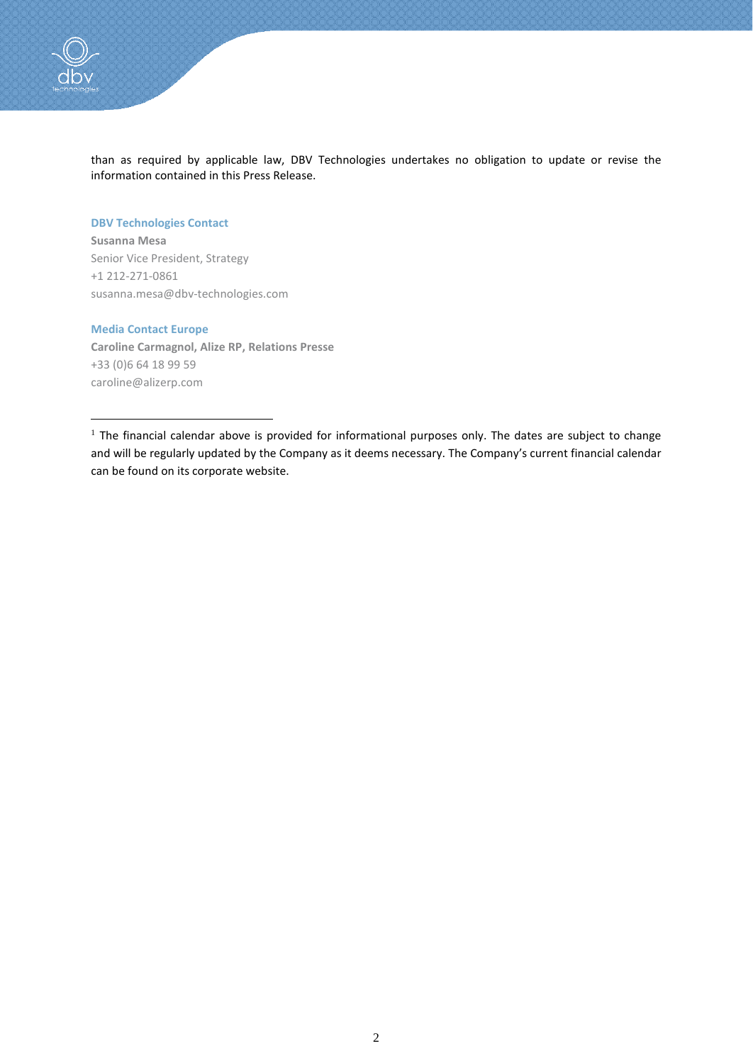than as required by applicable law, DBV Technologies undertakes no obligation to update or revise the information contained in this Press Release.

**DBV Technologies Contact**
**Susanna Mesa**
Senior Vice President, Strategy
+1 212-271-0861
susanna.mesa@dbv-technologies.com

**Media Contact Europe**
**Caroline Carmagnol, Alize RP, Relations Presse**
+33 (0)6 64 18 99 59
caroline@alizerp.com

---

[1] The financial calendar above is provided for informational purposes only. The dates are subject to change and will be regularly updated by the Company as it deems necessary. The Company's current financial calendar can be found on its corporate website.